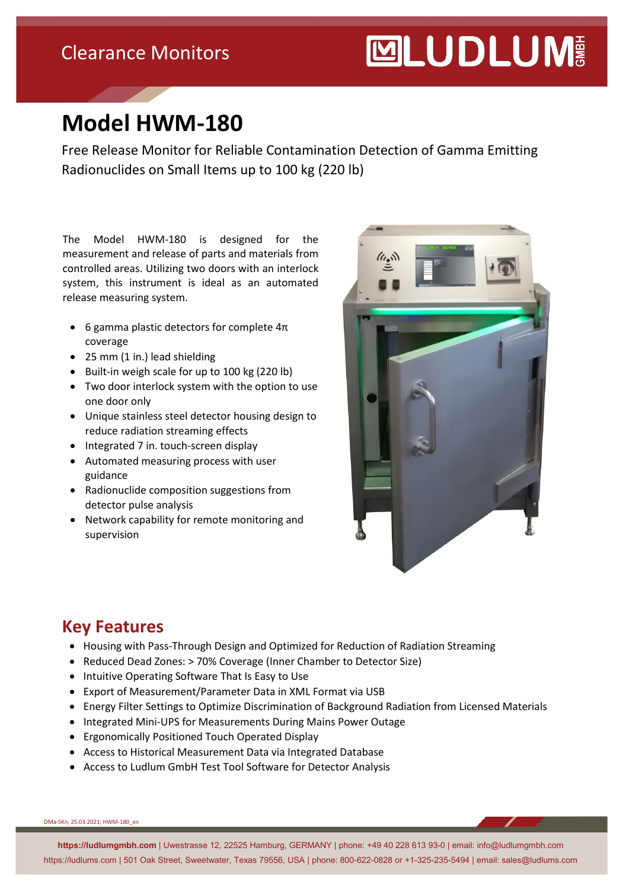Clearance Monitors

LUDLUM GMBH

# Model HWM-180

Free Release Monitor for Reliable Contamination Detection of Gamma Emitting Radionuclides on Small Items up to 100 kg (220 lb)

The Model HWM-180 is designed for the measurement and release of parts and materials from controlled areas. Utilizing two doors with an interlock system, this instrument is ideal as an automated release measuring system.

- 6 gamma plastic detectors for complete 4π coverage
- 25 mm (1 in.) lead shielding
- Built-in weigh scale for up to 100 kg (220 lb)
- Two door interlock system with the option to use one door only
- Unique stainless steel detector housing design to reduce radiation streaming effects
- Integrated 7 in. touch-screen display
- Automated measuring process with user guidance
- Radionuclide composition suggestions from detector pulse analysis
- Network capability for remote monitoring and supervision

## Key Features

- Housing with Pass-Through Design and Optimized for Reduction of Radiation Streaming
- Reduced Dead Zones: > 70% Coverage (Inner Chamber to Detector Size)
- Intuitive Operating Software That Is Easy to Use
- Export of Measurement/Parameter Data in XML Format via USB
- Energy Filter Settings to Optimize Discrimination of Background Radiation from Licensed Materials
- Integrated Mini-UPS for Measurements During Mains Power Outage
- Ergonomically Positioned Touch Operated Display
- Access to Historical Measurement Data via Integrated Database
- Access to Ludlum GmbH Test Tool Software for Detector Analysis

DMa-SKn; 25.03.2021; HWM-180_en

**https://ludlumgmbh.com** | Uwestrasse 12, 22525 Hamburg, GERMANY | phone: +49 40 228 613 93-0 | email: info@ludlumgmbh.com
https://ludlums.com | 501 Oak Street, Sweetwater, Texas 79556, USA | phone: 800-622-0828 or +1-325-235-5494 | email: sales@ludlums.com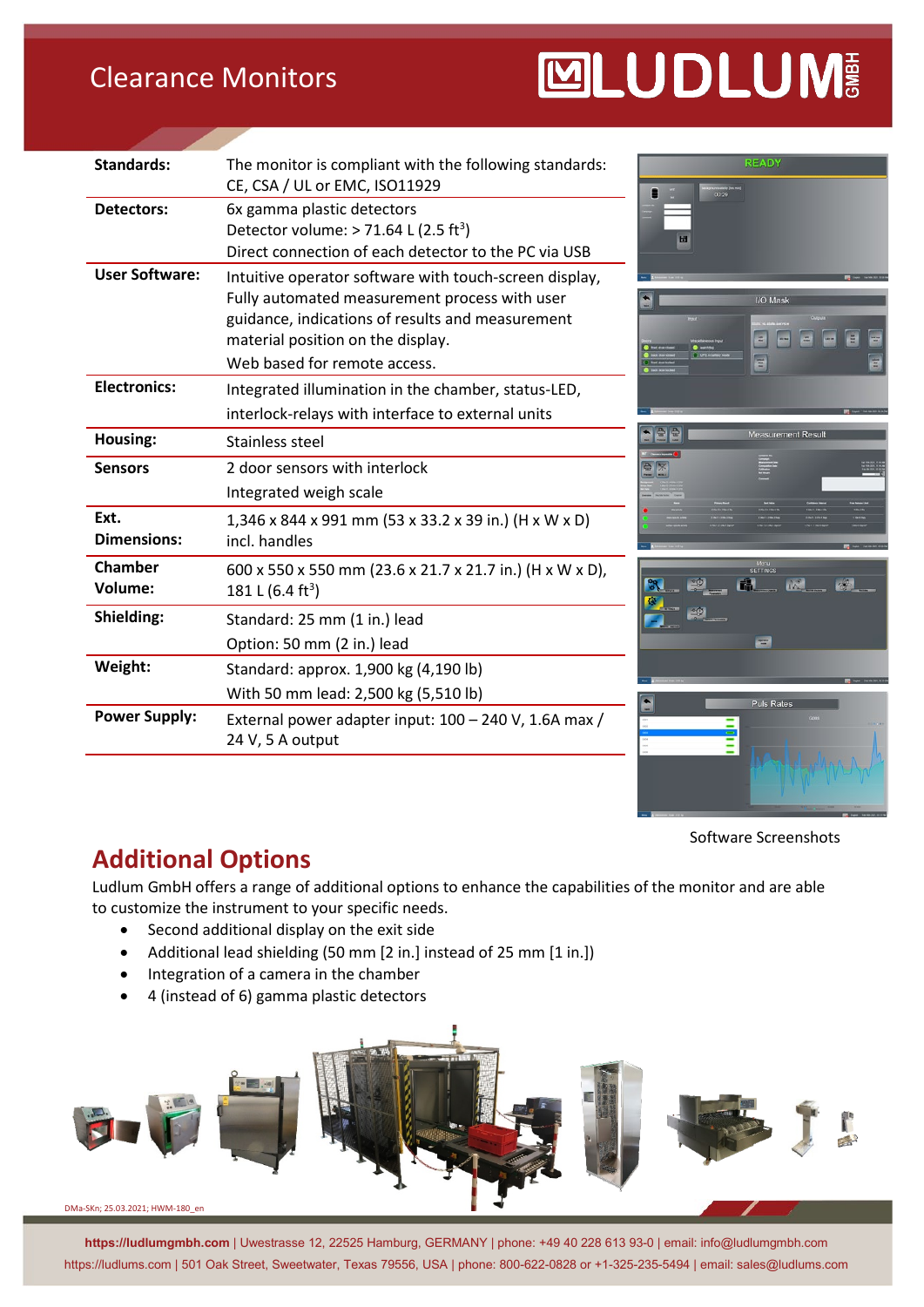# Clearance Monitors

| | |
|---|---|
| **Standards:** | The monitor is compliant with the following standards: CE, CSA / UL or EMC, ISO11929 |
| **Detectors:** | 6x gamma plastic detectors<br>Detector volume: > 71.64 L (2.5 ft$^3$)<br>Direct connection of each detector to the PC via USB |
| **User Software:** | Intuitive operator software with touch-screen display, Fully automated measurement process with user guidance, indications of results and measurement material position on the display.<br>Web based for remote access. |
| **Electronics:** | Integrated illumination in the chamber, status-LED, interlock-relays with interface to external units |
| **Housing:** | Stainless steel |
| **Sensors** | 2 door sensors with interlock<br>Integrated weigh scale |
| **Ext. Dimensions:** | 1,346 x 844 x 991 mm (53 x 33.2 x 39 in.) (H x W x D) incl. handles |
| **Chamber Volume:** | 600 x 550 x 550 mm (23.6 x 21.7 x 21.7 in.) (H x W x D), 181 L (6.4 ft$^3$) |
| **Shielding:** | Standard: 25 mm (1 in.) lead<br>Option: 50 mm (2 in.) lead |
| **Weight:** | Standard: approx. 1,900 kg (4,190 lb)<br>With 50 mm lead: 2,500 kg (5,510 lb) |
| **Power Supply:** | External power adapter input: 100 – 240 V, 1.6A max / 24 V, 5 A output |

Software Screenshots

## Additional Options

Ludlum GmbH offers a range of additional options to enhance the capabilities of the monitor and are able to customize the instrument to your specific needs.

- Second additional display on the exit side
- Additional lead shielding (50 mm [2 in.] instead of 25 mm [1 in.])
- Integration of a camera in the chamber
- 4 (instead of 6) gamma plastic detectors

DMa-SKn; 25.03.2021; HWM-180_en

**https://ludlumgmbh.com** | Uwestrasse 12, 22525 Hamburg, GERMANY | phone: +49 40 228 613 93-0 | email: info@ludlumgmbh.com
https://ludlums.com | 501 Oak Street, Sweetwater, Texas 79556, USA | phone: 800-622-0828 or +1-325-235-5494 | email: sales@ludlums.com